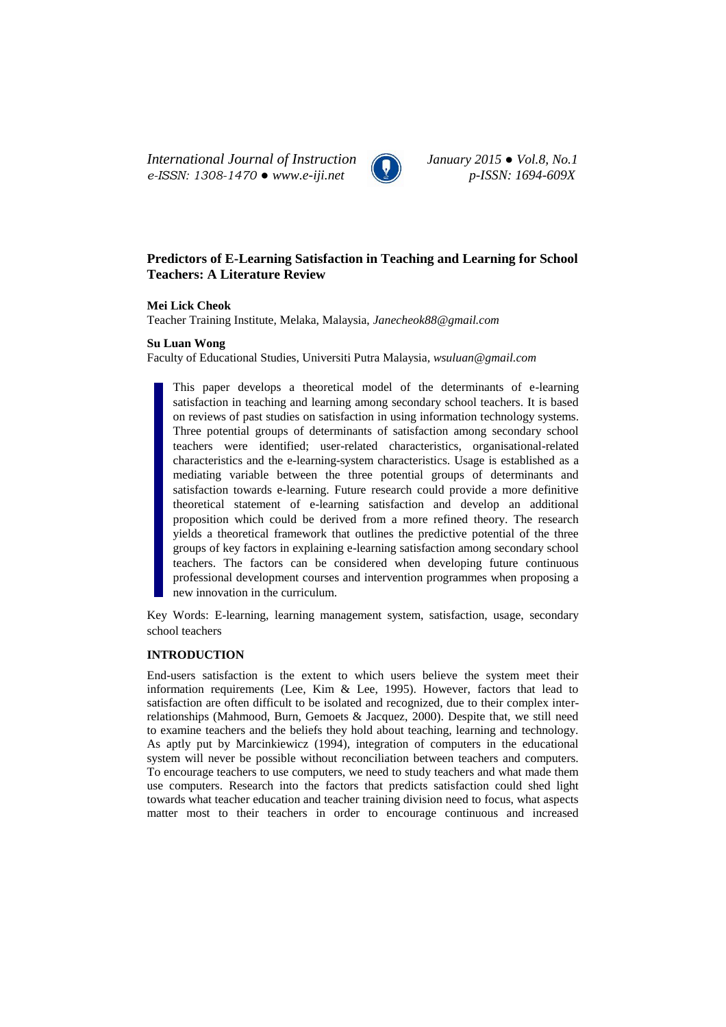# Predictors of E-Learning Satisfaction in Teaching and Learning for School Teachers: A Literature Review

**Mei Lick Cheok**
Teacher Training Institute, Melaka, Malaysia, *Janecheok88@gmail.com*

**Su Luan Wong**
Faculty of Educational Studies, Universiti Putra Malaysia, *wsuluan@gmail.com*

> This paper develops a theoretical model of the determinants of e-learning satisfaction in teaching and learning among secondary school teachers. It is based on reviews of past studies on satisfaction in using information technology systems. Three potential groups of determinants of satisfaction among secondary school teachers were identified; user-related characteristics, organisational-related characteristics and the e-learning-system characteristics. Usage is established as a mediating variable between the three potential groups of determinants and satisfaction towards e-learning. Future research could provide a more definitive theoretical statement of e-learning satisfaction and develop an additional proposition which could be derived from a more refined theory. The research yields a theoretical framework that outlines the predictive potential of the three groups of key factors in explaining e-learning satisfaction among secondary school teachers. The factors can be considered when developing future continuous professional development courses and intervention programmes when proposing a new innovation in the curriculum.

Key Words: E-learning, learning management system, satisfaction, usage, secondary school teachers

## INTRODUCTION

End-users satisfaction is the extent to which users believe the system meet their information requirements (Lee, Kim & Lee, 1995). However, factors that lead to satisfaction are often difficult to be isolated and recognized, due to their complex inter-relationships (Mahmood, Burn, Gemoets & Jacquez, 2000). Despite that, we still need to examine teachers and the beliefs they hold about teaching, learning and technology. As aptly put by Marcinkiewicz (1994), integration of computers in the educational system will never be possible without reconciliation between teachers and computers. To encourage teachers to use computers, we need to study teachers and what made them use computers. Research into the factors that predicts satisfaction could shed light towards what teacher education and teacher training division need to focus, what aspects matter most to their teachers in order to encourage continuous and increased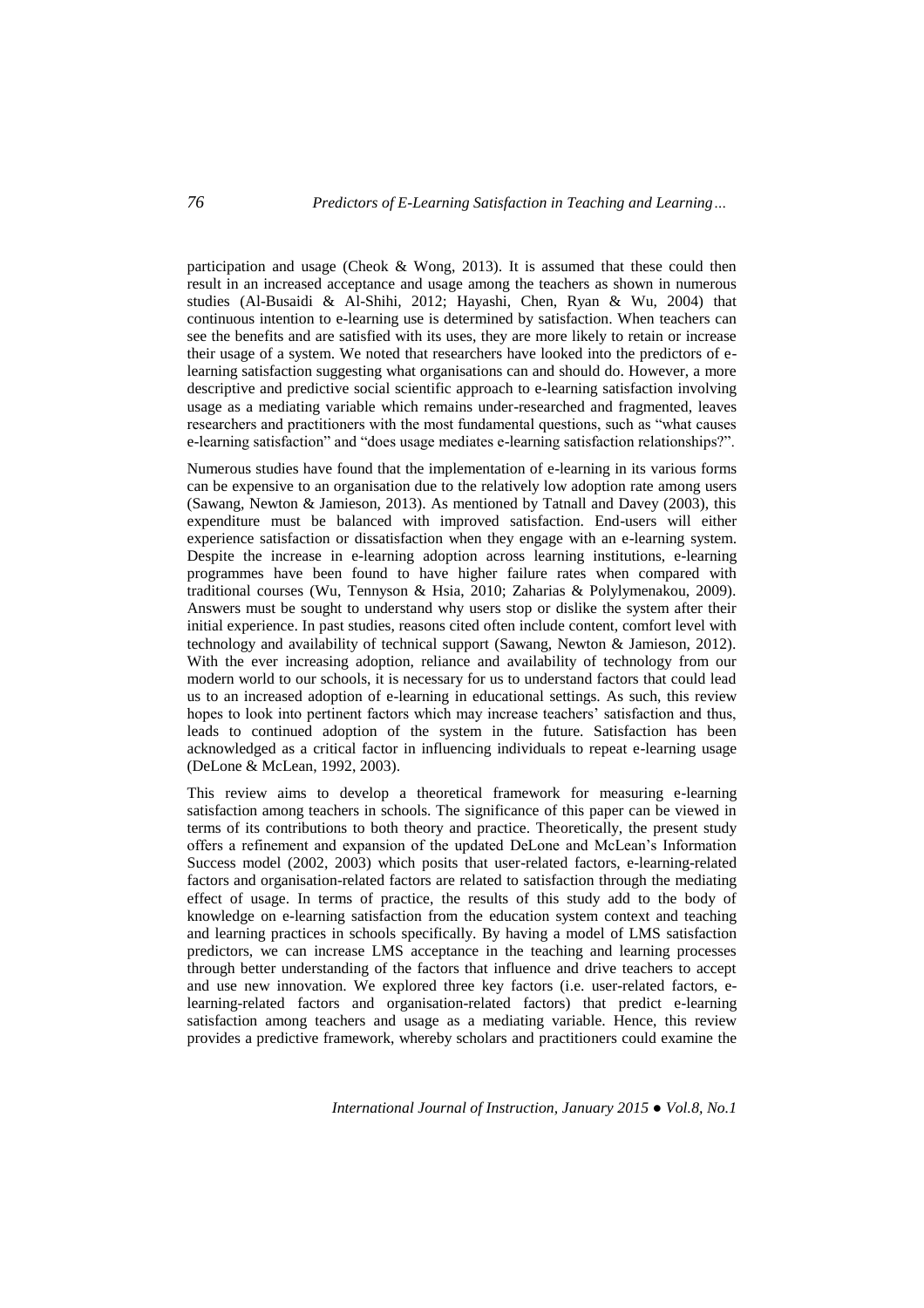participation and usage (Cheok & Wong, 2013). It is assumed that these could then result in an increased acceptance and usage among the teachers as shown in numerous studies (Al-Busaidi & Al-Shihi, 2012; Hayashi, Chen, Ryan & Wu, 2004) that continuous intention to e-learning use is determined by satisfaction. When teachers can see the benefits and are satisfied with its uses, they are more likely to retain or increase their usage of a system. We noted that researchers have looked into the predictors of e-learning satisfaction suggesting what organisations can and should do. However, a more descriptive and predictive social scientific approach to e-learning satisfaction involving usage as a mediating variable which remains under-researched and fragmented, leaves researchers and practitioners with the most fundamental questions, such as "what causes e-learning satisfaction" and "does usage mediates e-learning satisfaction relationships?".

Numerous studies have found that the implementation of e-learning in its various forms can be expensive to an organisation due to the relatively low adoption rate among users (Sawang, Newton & Jamieson, 2013). As mentioned by Tatnall and Davey (2003), this expenditure must be balanced with improved satisfaction. End-users will either experience satisfaction or dissatisfaction when they engage with an e-learning system. Despite the increase in e-learning adoption across learning institutions, e-learning programmes have been found to have higher failure rates when compared with traditional courses (Wu, Tennyson & Hsia, 2010; Zaharias & Polylymenakou, 2009). Answers must be sought to understand why users stop or dislike the system after their initial experience. In past studies, reasons cited often include content, comfort level with technology and availability of technical support (Sawang, Newton & Jamieson, 2012). With the ever increasing adoption, reliance and availability of technology from our modern world to our schools, it is necessary for us to understand factors that could lead us to an increased adoption of e-learning in educational settings. As such, this review hopes to look into pertinent factors which may increase teachers' satisfaction and thus, leads to continued adoption of the system in the future. Satisfaction has been acknowledged as a critical factor in influencing individuals to repeat e-learning usage (DeLone & McLean, 1992, 2003).

This review aims to develop a theoretical framework for measuring e-learning satisfaction among teachers in schools. The significance of this paper can be viewed in terms of its contributions to both theory and practice. Theoretically, the present study offers a refinement and expansion of the updated DeLone and McLean's Information Success model (2002, 2003) which posits that user-related factors, e-learning-related factors and organisation-related factors are related to satisfaction through the mediating effect of usage. In terms of practice, the results of this study add to the body of knowledge on e-learning satisfaction from the education system context and teaching and learning practices in schools specifically. By having a model of LMS satisfaction predictors, we can increase LMS acceptance in the teaching and learning processes through better understanding of the factors that influence and drive teachers to accept and use new innovation. We explored three key factors (i.e. user-related factors, e-learning-related factors and organisation-related factors) that predict e-learning satisfaction among teachers and usage as a mediating variable. Hence, this review provides a predictive framework, whereby scholars and practitioners could examine the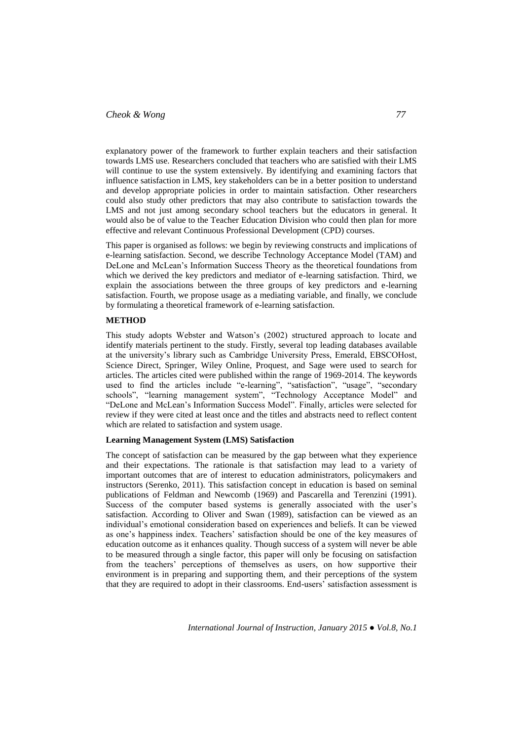explanatory power of the framework to further explain teachers and their satisfaction towards LMS use. Researchers concluded that teachers who are satisfied with their LMS will continue to use the system extensively. By identifying and examining factors that influence satisfaction in LMS, key stakeholders can be in a better position to understand and develop appropriate policies in order to maintain satisfaction. Other researchers could also study other predictors that may also contribute to satisfaction towards the LMS and not just among secondary school teachers but the educators in general. It would also be of value to the Teacher Education Division who could then plan for more effective and relevant Continuous Professional Development (CPD) courses.

This paper is organised as follows: we begin by reviewing constructs and implications of e-learning satisfaction. Second, we describe Technology Acceptance Model (TAM) and DeLone and McLean's Information Success Theory as the theoretical foundations from which we derived the key predictors and mediator of e-learning satisfaction. Third, we explain the associations between the three groups of key predictors and e-learning satisfaction. Fourth, we propose usage as a mediating variable, and finally, we conclude by formulating a theoretical framework of e-learning satisfaction.

## METHOD

This study adopts Webster and Watson's (2002) structured approach to locate and identify materials pertinent to the study. Firstly, several top leading databases available at the university's library such as Cambridge University Press, Emerald, EBSCOHost, Science Direct, Springer, Wiley Online, Proquest, and Sage were used to search for articles. The articles cited were published within the range of 1969-2014. The keywords used to find the articles include "e-learning", "satisfaction", "usage", "secondary schools", "learning management system", "Technology Acceptance Model" and "DeLone and McLean's Information Success Model". Finally, articles were selected for review if they were cited at least once and the titles and abstracts need to reflect content which are related to satisfaction and system usage.

### Learning Management System (LMS) Satisfaction

The concept of satisfaction can be measured by the gap between what they experience and their expectations. The rationale is that satisfaction may lead to a variety of important outcomes that are of interest to education administrators, policymakers and instructors (Serenko, 2011). This satisfaction concept in education is based on seminal publications of Feldman and Newcomb (1969) and Pascarella and Terenzini (1991). Success of the computer based systems is generally associated with the user's satisfaction. According to Oliver and Swan (1989), satisfaction can be viewed as an individual's emotional consideration based on experiences and beliefs. It can be viewed as one's happiness index. Teachers' satisfaction should be one of the key measures of education outcome as it enhances quality. Though success of a system will never be able to be measured through a single factor, this paper will only be focusing on satisfaction from the teachers' perceptions of themselves as users, on how supportive their environment is in preparing and supporting them, and their perceptions of the system that they are required to adopt in their classrooms. End-users' satisfaction assessment is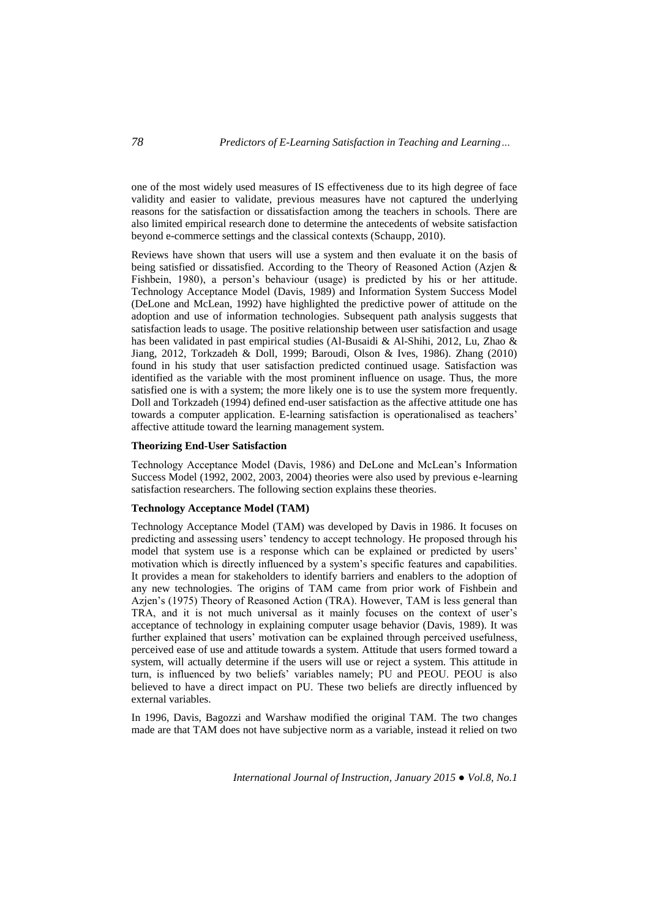one of the most widely used measures of IS effectiveness due to its high degree of face validity and easier to validate, previous measures have not captured the underlying reasons for the satisfaction or dissatisfaction among the teachers in schools. There are also limited empirical research done to determine the antecedents of website satisfaction beyond e-commerce settings and the classical contexts (Schaupp, 2010).

Reviews have shown that users will use a system and then evaluate it on the basis of being satisfied or dissatisfied. According to the Theory of Reasoned Action (Azjen & Fishbein, 1980), a person's behaviour (usage) is predicted by his or her attitude. Technology Acceptance Model (Davis, 1989) and Information System Success Model (DeLone and McLean, 1992) have highlighted the predictive power of attitude on the adoption and use of information technologies. Subsequent path analysis suggests that satisfaction leads to usage. The positive relationship between user satisfaction and usage has been validated in past empirical studies (Al-Busaidi & Al-Shihi, 2012, Lu, Zhao & Jiang, 2012, Torkzadeh & Doll, 1999; Baroudi, Olson & Ives, 1986). Zhang (2010) found in his study that user satisfaction predicted continued usage. Satisfaction was identified as the variable with the most prominent influence on usage. Thus, the more satisfied one is with a system; the more likely one is to use the system more frequently. Doll and Torkzadeh (1994) defined end-user satisfaction as the affective attitude one has towards a computer application. E-learning satisfaction is operationalised as teachers' affective attitude toward the learning management system.

**Theorizing End-User Satisfaction**

Technology Acceptance Model (Davis, 1986) and DeLone and McLean's Information Success Model (1992, 2002, 2003, 2004) theories were also used by previous e-learning satisfaction researchers. The following section explains these theories.

**Technology Acceptance Model (TAM)**

Technology Acceptance Model (TAM) was developed by Davis in 1986. It focuses on predicting and assessing users' tendency to accept technology. He proposed through his model that system use is a response which can be explained or predicted by users' motivation which is directly influenced by a system's specific features and capabilities. It provides a mean for stakeholders to identify barriers and enablers to the adoption of any new technologies. The origins of TAM came from prior work of Fishbein and Azjen's (1975) Theory of Reasoned Action (TRA). However, TAM is less general than TRA, and it is not much universal as it mainly focuses on the context of user's acceptance of technology in explaining computer usage behavior (Davis, 1989). It was further explained that users' motivation can be explained through perceived usefulness, perceived ease of use and attitude towards a system. Attitude that users formed toward a system, will actually determine if the users will use or reject a system. This attitude in turn, is influenced by two beliefs' variables namely; PU and PEOU. PEOU is also believed to have a direct impact on PU. These two beliefs are directly influenced by external variables.

In 1996, Davis, Bagozzi and Warshaw modified the original TAM. The two changes made are that TAM does not have subjective norm as a variable, instead it relied on two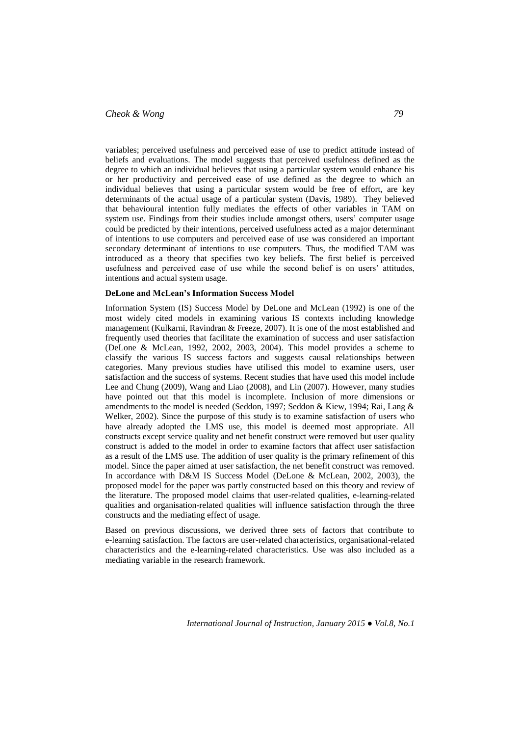variables; perceived usefulness and perceived ease of use to predict attitude instead of beliefs and evaluations. The model suggests that perceived usefulness defined as the degree to which an individual believes that using a particular system would enhance his or her productivity and perceived ease of use defined as the degree to which an individual believes that using a particular system would be free of effort, are key determinants of the actual usage of a particular system (Davis, 1989). They believed that behavioural intention fully mediates the effects of other variables in TAM on system use. Findings from their studies include amongst others, users' computer usage could be predicted by their intentions, perceived usefulness acted as a major determinant of intentions to use computers and perceived ease of use was considered an important secondary determinant of intentions to use computers. Thus, the modified TAM was introduced as a theory that specifies two key beliefs. The first belief is perceived usefulness and perceived ease of use while the second belief is on users' attitudes, intentions and actual system usage.

**DeLone and McLean's Information Success Model**

Information System (IS) Success Model by DeLone and McLean (1992) is one of the most widely cited models in examining various IS contexts including knowledge management (Kulkarni, Ravindran & Freeze, 2007). It is one of the most established and frequently used theories that facilitate the examination of success and user satisfaction (DeLone & McLean, 1992, 2002, 2003, 2004). This model provides a scheme to classify the various IS success factors and suggests causal relationships between categories. Many previous studies have utilised this model to examine users, user satisfaction and the success of systems. Recent studies that have used this model include Lee and Chung (2009), Wang and Liao (2008), and Lin (2007). However, many studies have pointed out that this model is incomplete. Inclusion of more dimensions or amendments to the model is needed (Seddon, 1997; Seddon & Kiew, 1994; Rai, Lang & Welker, 2002). Since the purpose of this study is to examine satisfaction of users who have already adopted the LMS use, this model is deemed most appropriate. All constructs except service quality and net benefit construct were removed but user quality construct is added to the model in order to examine factors that affect user satisfaction as a result of the LMS use. The addition of user quality is the primary refinement of this model. Since the paper aimed at user satisfaction, the net benefit construct was removed. In accordance with D&M IS Success Model (DeLone & McLean, 2002, 2003), the proposed model for the paper was partly constructed based on this theory and review of the literature. The proposed model claims that user-related qualities, e-learning-related qualities and organisation-related qualities will influence satisfaction through the three constructs and the mediating effect of usage.

Based on previous discussions, we derived three sets of factors that contribute to e-learning satisfaction. The factors are user-related characteristics, organisational-related characteristics and the e-learning-related characteristics. Use was also included as a mediating variable in the research framework.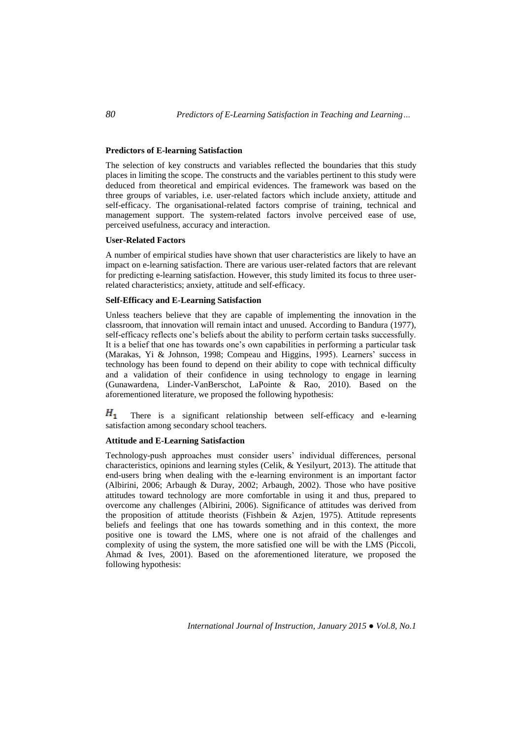### Predictors of E-learning Satisfaction

The selection of key constructs and variables reflected the boundaries that this study places in limiting the scope. The constructs and the variables pertinent to this study were deduced from theoretical and empirical evidences. The framework was based on the three groups of variables, i.e. user-related factors which include anxiety, attitude and self-efficacy. The organisational-related factors comprise of training, technical and management support. The system-related factors involve perceived ease of use, perceived usefulness, accuracy and interaction.

### User-Related Factors

A number of empirical studies have shown that user characteristics are likely to have an impact on e-learning satisfaction. There are various user-related factors that are relevant for predicting e-learning satisfaction. However, this study limited its focus to three user-related characteristics; anxiety, attitude and self-efficacy.

### Self-Efficacy and E-Learning Satisfaction

Unless teachers believe that they are capable of implementing the innovation in the classroom, that innovation will remain intact and unused. According to Bandura (1977), self-efficacy reflects one's beliefs about the ability to perform certain tasks successfully. It is a belief that one has towards one's own capabilities in performing a particular task (Marakas, Yi & Johnson, 1998; Compeau and Higgins, 1995). Learners' success in technology has been found to depend on their ability to cope with technical difficulty and a validation of their confidence in using technology to engage in learning (Gunawardena, Linder-VanBerschot, LaPointe & Rao, 2010). Based on the aforementioned literature, we proposed the following hypothesis:

$H_1$ There is a significant relationship between self-efficacy and e-learning satisfaction among secondary school teachers.

### Attitude and E-Learning Satisfaction

Technology-push approaches must consider users' individual differences, personal characteristics, opinions and learning styles (Celik, & Yesilyurt, 2013). The attitude that end-users bring when dealing with the e-learning environment is an important factor (Albirini, 2006; Arbaugh & Duray, 2002; Arbaugh, 2002). Those who have positive attitudes toward technology are more comfortable in using it and thus, prepared to overcome any challenges (Albirini, 2006). Significance of attitudes was derived from the proposition of attitude theorists (Fishbein & Azjen, 1975). Attitude represents beliefs and feelings that one has towards something and in this context, the more positive one is toward the LMS, where one is not afraid of the challenges and complexity of using the system, the more satisfied one will be with the LMS (Piccoli, Ahmad & Ives, 2001). Based on the aforementioned literature, we proposed the following hypothesis: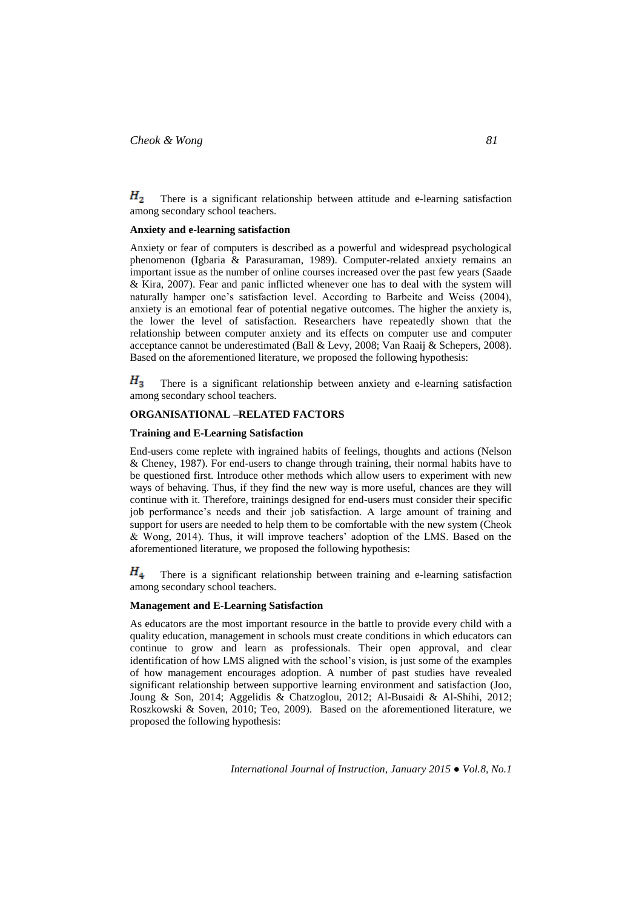$H_2$ There is a significant relationship between attitude and e-learning satisfaction among secondary school teachers.

**Anxiety and e-learning satisfaction**

Anxiety or fear of computers is described as a powerful and widespread psychological phenomenon (Igbaria & Parasuraman, 1989). Computer-related anxiety remains an important issue as the number of online courses increased over the past few years (Saade & Kira, 2007). Fear and panic inflicted whenever one has to deal with the system will naturally hamper one's satisfaction level. According to Barbeite and Weiss (2004), anxiety is an emotional fear of potential negative outcomes. The higher the anxiety is, the lower the level of satisfaction. Researchers have repeatedly shown that the relationship between computer anxiety and its effects on computer use and computer acceptance cannot be underestimated (Ball & Levy, 2008; Van Raaij & Schepers, 2008). Based on the aforementioned literature, we proposed the following hypothesis:

$H_3$ There is a significant relationship between anxiety and e-learning satisfaction among secondary school teachers.

**ORGANISATIONAL –RELATED FACTORS**

**Training and E-Learning Satisfaction**

End-users come replete with ingrained habits of feelings, thoughts and actions (Nelson & Cheney, 1987). For end-users to change through training, their normal habits have to be questioned first. Introduce other methods which allow users to experiment with new ways of behaving. Thus, if they find the new way is more useful, chances are they will continue with it. Therefore, trainings designed for end-users must consider their specific job performance's needs and their job satisfaction. A large amount of training and support for users are needed to help them to be comfortable with the new system (Cheok & Wong, 2014). Thus, it will improve teachers' adoption of the LMS. Based on the aforementioned literature, we proposed the following hypothesis:

$H_4$ There is a significant relationship between training and e-learning satisfaction among secondary school teachers.

**Management and E-Learning Satisfaction**

As educators are the most important resource in the battle to provide every child with a quality education, management in schools must create conditions in which educators can continue to grow and learn as professionals. Their open approval, and clear identification of how LMS aligned with the school's vision, is just some of the examples of how management encourages adoption. A number of past studies have revealed significant relationship between supportive learning environment and satisfaction (Joo, Joung & Son, 2014; Aggelidis & Chatzoglou, 2012; Al-Busaidi & Al-Shihi, 2012; Roszkowski & Soven, 2010; Teo, 2009). Based on the aforementioned literature, we proposed the following hypothesis: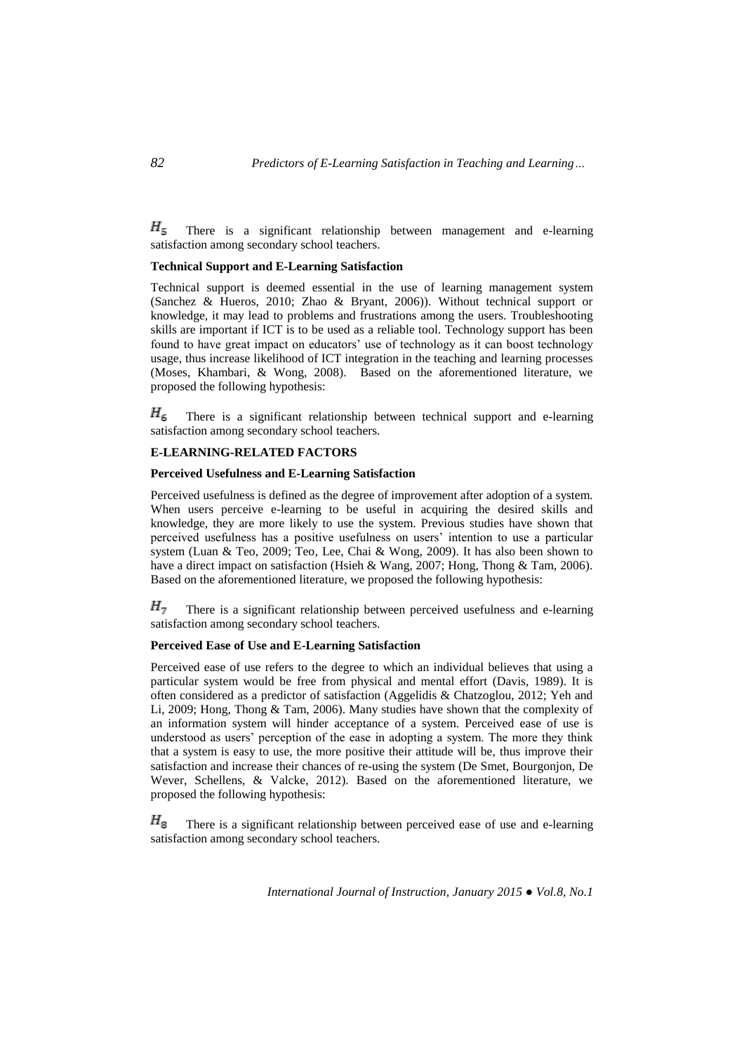$H_5$ There is a significant relationship between management and e-learning satisfaction among secondary school teachers.

**Technical Support and E-Learning Satisfaction**

Technical support is deemed essential in the use of learning management system (Sanchez & Hueros, 2010; Zhao & Bryant, 2006)). Without technical support or knowledge, it may lead to problems and frustrations among the users. Troubleshooting skills are important if ICT is to be used as a reliable tool. Technology support has been found to have great impact on educators' use of technology as it can boost technology usage, thus increase likelihood of ICT integration in the teaching and learning processes (Moses, Khambari, & Wong, 2008). Based on the aforementioned literature, we proposed the following hypothesis:

$H_6$ There is a significant relationship between technical support and e-learning satisfaction among secondary school teachers.

**E-LEARNING-RELATED FACTORS**

**Perceived Usefulness and E-Learning Satisfaction**

Perceived usefulness is defined as the degree of improvement after adoption of a system. When users perceive e-learning to be useful in acquiring the desired skills and knowledge, they are more likely to use the system. Previous studies have shown that perceived usefulness has a positive usefulness on users' intention to use a particular system (Luan & Teo, 2009; Teo, Lee, Chai & Wong, 2009). It has also been shown to have a direct impact on satisfaction (Hsieh & Wang, 2007; Hong, Thong & Tam, 2006). Based on the aforementioned literature, we proposed the following hypothesis:

$H_7$ There is a significant relationship between perceived usefulness and e-learning satisfaction among secondary school teachers.

**Perceived Ease of Use and E-Learning Satisfaction**

Perceived ease of use refers to the degree to which an individual believes that using a particular system would be free from physical and mental effort (Davis, 1989). It is often considered as a predictor of satisfaction (Aggelidis & Chatzoglou, 2012; Yeh and Li, 2009; Hong, Thong & Tam, 2006). Many studies have shown that the complexity of an information system will hinder acceptance of a system. Perceived ease of use is understood as users' perception of the ease in adopting a system. The more they think that a system is easy to use, the more positive their attitude will be, thus improve their satisfaction and increase their chances of re-using the system (De Smet, Bourgonjon, De Wever, Schellens, & Valcke, 2012). Based on the aforementioned literature, we proposed the following hypothesis:

$H_8$ There is a significant relationship between perceived ease of use and e-learning satisfaction among secondary school teachers.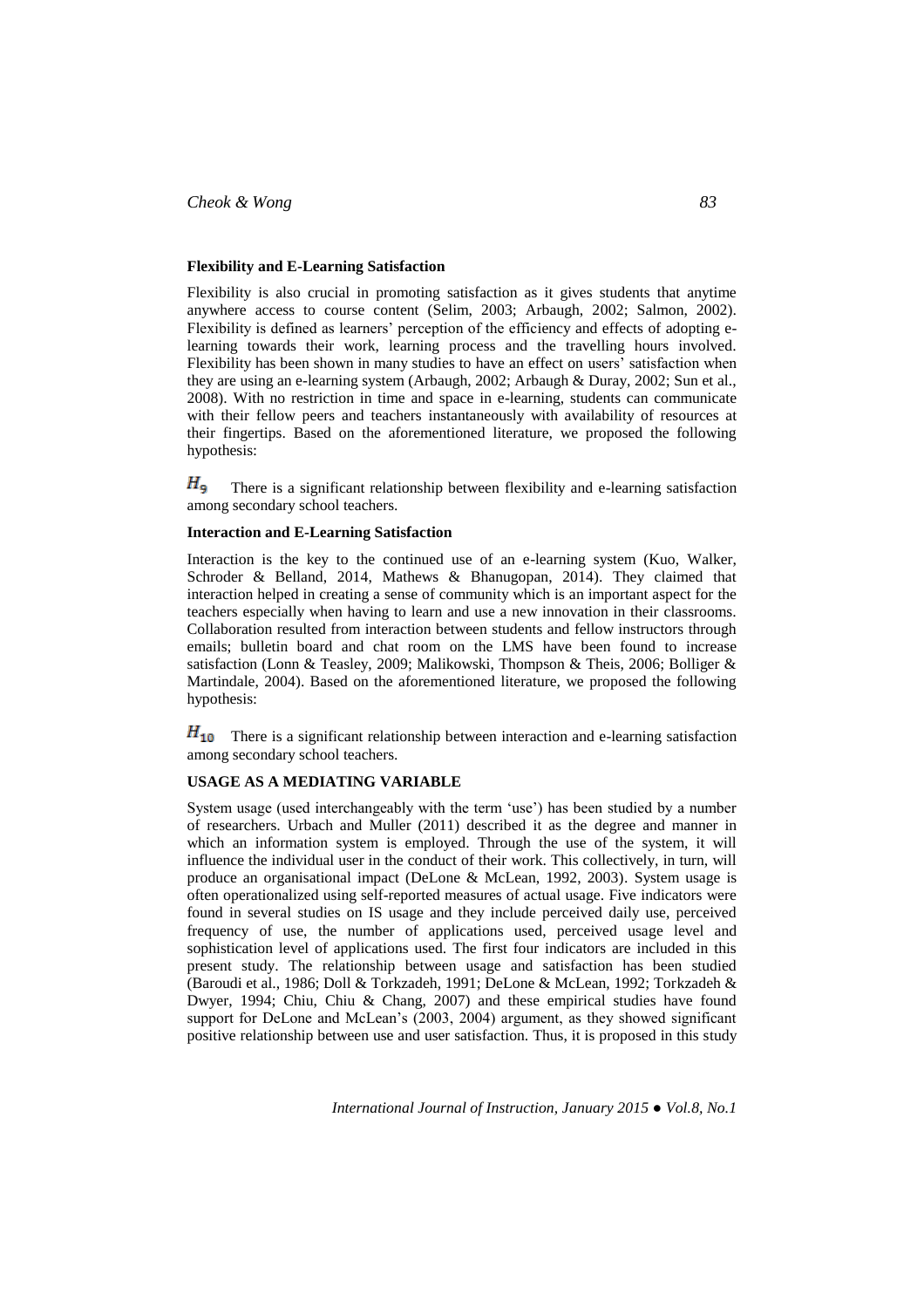### Flexibility and E-Learning Satisfaction

Flexibility is also crucial in promoting satisfaction as it gives students that anytime anywhere access to course content (Selim, 2003; Arbaugh, 2002; Salmon, 2002). Flexibility is defined as learners' perception of the efficiency and effects of adopting e-learning towards their work, learning process and the travelling hours involved. Flexibility has been shown in many studies to have an effect on users' satisfaction when they are using an e-learning system (Arbaugh, 2002; Arbaugh & Duray, 2002; Sun et al., 2008). With no restriction in time and space in e-learning, students can communicate with their fellow peers and teachers instantaneously with availability of resources at their fingertips. Based on the aforementioned literature, we proposed the following hypothesis:

$H_9$ There is a significant relationship between flexibility and e-learning satisfaction among secondary school teachers.

### Interaction and E-Learning Satisfaction

Interaction is the key to the continued use of an e-learning system (Kuo, Walker, Schroder & Belland, 2014, Mathews & Bhanugopan, 2014). They claimed that interaction helped in creating a sense of community which is an important aspect for the teachers especially when having to learn and use a new innovation in their classrooms. Collaboration resulted from interaction between students and fellow instructors through emails; bulletin board and chat room on the LMS have been found to increase satisfaction (Lonn & Teasley, 2009; Malikowski, Thompson & Theis, 2006; Bolliger & Martindale, 2004). Based on the aforementioned literature, we proposed the following hypothesis:

$H_{10}$ There is a significant relationship between interaction and e-learning satisfaction among secondary school teachers.

## USAGE AS A MEDIATING VARIABLE

System usage (used interchangeably with the term 'use') has been studied by a number of researchers. Urbach and Muller (2011) described it as the degree and manner in which an information system is employed. Through the use of the system, it will influence the individual user in the conduct of their work. This collectively, in turn, will produce an organisational impact (DeLone & McLean, 1992, 2003). System usage is often operationalized using self-reported measures of actual usage. Five indicators were found in several studies on IS usage and they include perceived daily use, perceived frequency of use, the number of applications used, perceived usage level and sophistication level of applications used. The first four indicators are included in this present study. The relationship between usage and satisfaction has been studied (Baroudi et al., 1986; Doll & Torkzadeh, 1991; DeLone & McLean, 1992; Torkzadeh & Dwyer, 1994; Chiu, Chiu & Chang, 2007) and these empirical studies have found support for DeLone and McLean's (2003, 2004) argument, as they showed significant positive relationship between use and user satisfaction. Thus, it is proposed in this study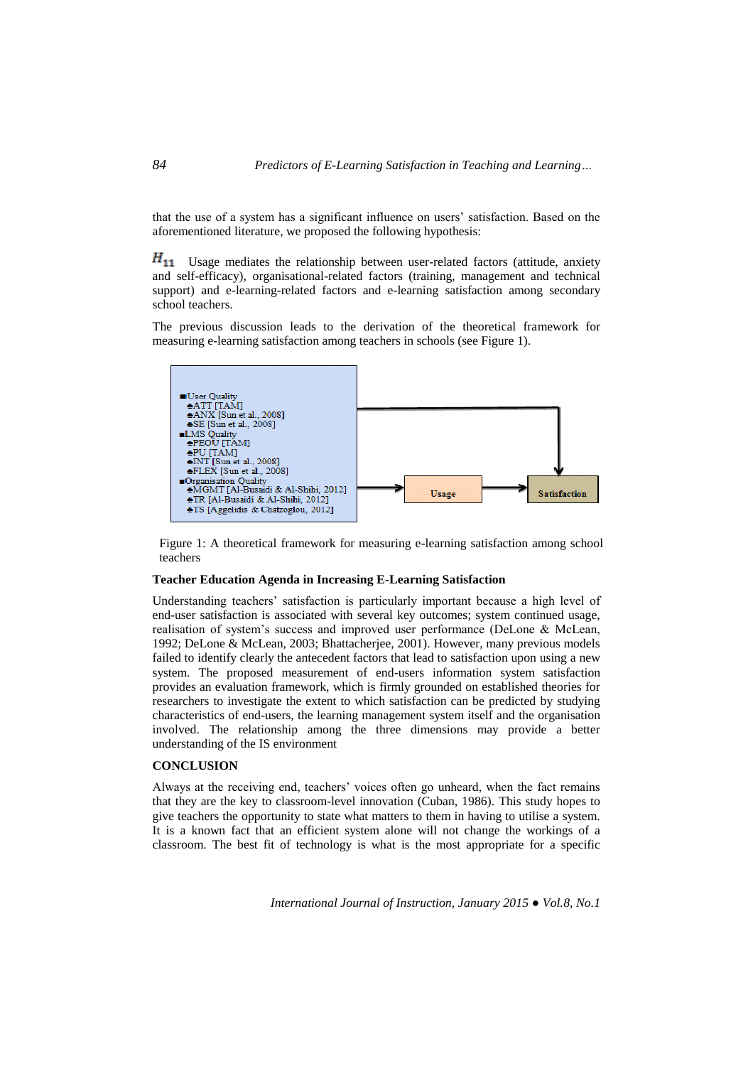that the use of a system has a significant influence on users' satisfaction. Based on the aforementioned literature, we proposed the following hypothesis:

$H_{11}$ Usage mediates the relationship between user-related factors (attitude, anxiety and self-efficacy), organisational-related factors (training, management and technical support) and e-learning-related factors and e-learning satisfaction among secondary school teachers.

The previous discussion leads to the derivation of the theoretical framework for measuring e-learning satisfaction among teachers in schools (see Figure 1).

■User Quality
- ♣ATT [TAM]
- ♣ANX [Sun et al., 2008]
- ♣SE [Sun et al., 2008]

■LMS Quality
- ♣PEOU [TAM]
- ♣PU [TAM]
- ♣INT [Sun et al., 2008]
- ♣FLEX [Sun et al., 2008]

■Organisation Quality
- ♣MGMT [Al-Busaidi & Al-Shihi, 2012]
- ♣TR [Al-Busaidi & Al-Shihi, 2012]
- ♣TS [Aggelidis & Chatzoglou, 2012]

Usage → Satisfaction

Figure 1: A theoretical framework for measuring e-learning satisfaction among school teachers

**Teacher Education Agenda in Increasing E-Learning Satisfaction**

Understanding teachers' satisfaction is particularly important because a high level of end-user satisfaction is associated with several key outcomes; system continued usage, realisation of system's success and improved user performance (DeLone & McLean, 1992; DeLone & McLean, 2003; Bhattacherjee, 2001). However, many previous models failed to identify clearly the antecedent factors that lead to satisfaction upon using a new system. The proposed measurement of end-users information system satisfaction provides an evaluation framework, which is firmly grounded on established theories for researchers to investigate the extent to which satisfaction can be predicted by studying characteristics of end-users, the learning management system itself and the organisation involved. The relationship among the three dimensions may provide a better understanding of the IS environment

## CONCLUSION

Always at the receiving end, teachers' voices often go unheard, when the fact remains that they are the key to classroom-level innovation (Cuban, 1986). This study hopes to give teachers the opportunity to state what matters to them in having to utilise a system. It is a known fact that an efficient system alone will not change the workings of a classroom. The best fit of technology is what is the most appropriate for a specific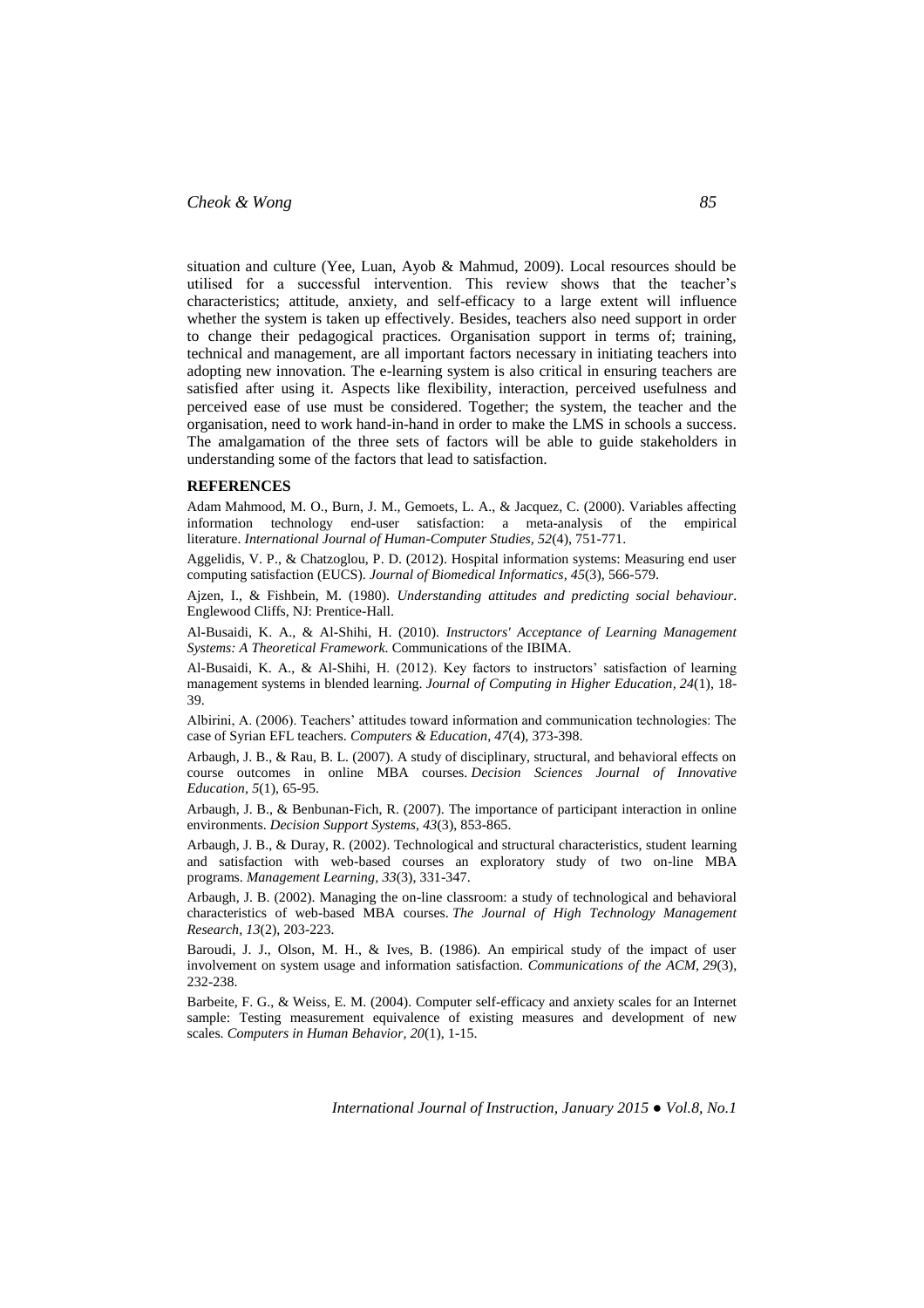situation and culture (Yee, Luan, Ayob & Mahmud, 2009). Local resources should be utilised for a successful intervention. This review shows that the teacher's characteristics; attitude, anxiety, and self-efficacy to a large extent will influence whether the system is taken up effectively. Besides, teachers also need support in order to change their pedagogical practices. Organisation support in terms of; training, technical and management, are all important factors necessary in initiating teachers into adopting new innovation. The e-learning system is also critical in ensuring teachers are satisfied after using it. Aspects like flexibility, interaction, perceived usefulness and perceived ease of use must be considered. Together; the system, the teacher and the organisation, need to work hand-in-hand in order to make the LMS in schools a success. The amalgamation of the three sets of factors will be able to guide stakeholders in understanding some of the factors that lead to satisfaction.

## REFERENCES

Adam Mahmood, M. O., Burn, J. M., Gemoets, L. A., & Jacquez, C. (2000). Variables affecting information technology end-user satisfaction: a meta-analysis of the empirical literature. *International Journal of Human-Computer Studies, 52*(4), 751-771.

Aggelidis, V. P., & Chatzoglou, P. D. (2012). Hospital information systems: Measuring end user computing satisfaction (EUCS). *Journal of Biomedical Informatics, 45*(3), 566-579.

Ajzen, I., & Fishbein, M. (1980). *Understanding attitudes and predicting social behaviour*. Englewood Cliffs, NJ: Prentice-Hall.

Al-Busaidi, K. A., & Al-Shihi, H. (2010). *Instructors' Acceptance of Learning Management Systems: A Theoretical Framework*. Communications of the IBIMA.

Al-Busaidi, K. A., & Al-Shihi, H. (2012). Key factors to instructors' satisfaction of learning management systems in blended learning. *Journal of Computing in Higher Education, 24*(1), 18-39.

Albirini, A. (2006). Teachers' attitudes toward information and communication technologies: The case of Syrian EFL teachers. *Computers & Education, 47*(4), 373-398.

Arbaugh, J. B., & Rau, B. L. (2007). A study of disciplinary, structural, and behavioral effects on course outcomes in online MBA courses. *Decision Sciences Journal of Innovative Education, 5*(1), 65-95.

Arbaugh, J. B., & Benbunan-Fich, R. (2007). The importance of participant interaction in online environments. *Decision Support Systems, 43*(3), 853-865.

Arbaugh, J. B., & Duray, R. (2002). Technological and structural characteristics, student learning and satisfaction with web-based courses an exploratory study of two on-line MBA programs. *Management Learning, 33*(3), 331-347.

Arbaugh, J. B. (2002). Managing the on-line classroom: a study of technological and behavioral characteristics of web-based MBA courses. *The Journal of High Technology Management Research, 13*(2), 203-223.

Baroudi, J. J., Olson, M. H., & Ives, B. (1986). An empirical study of the impact of user involvement on system usage and information satisfaction. *Communications of the ACM, 29*(3), 232-238.

Barbeite, F. G., & Weiss, E. M. (2004). Computer self-efficacy and anxiety scales for an Internet sample: Testing measurement equivalence of existing measures and development of new scales. *Computers in Human Behavior, 20*(1), 1-15.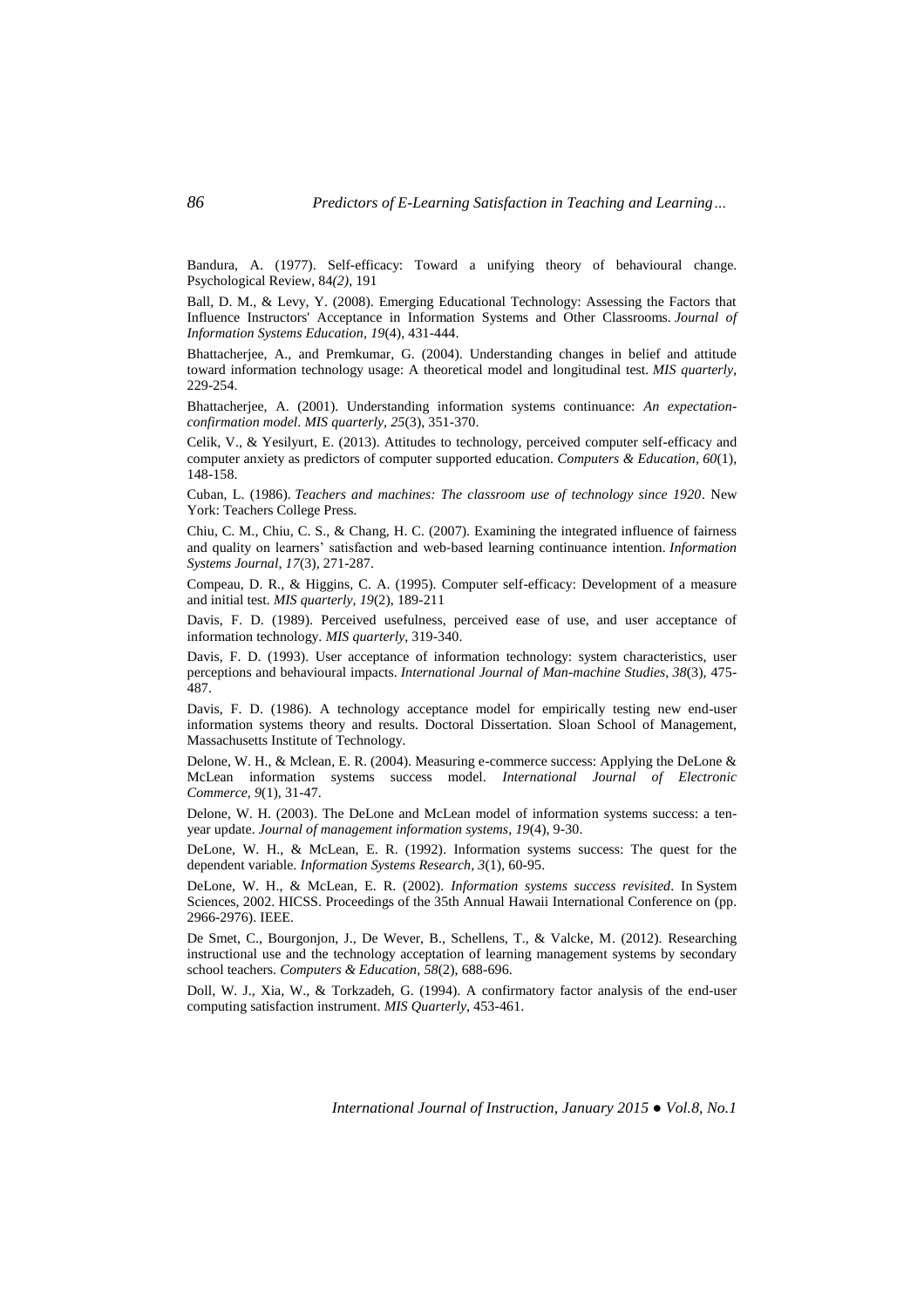Bandura, A. (1977). Self-efficacy: Toward a unifying theory of behavioural change. Psychological Review, 84*(2)*, 191

Ball, D. M., & Levy, Y. (2008). Emerging Educational Technology: Assessing the Factors that Influence Instructors' Acceptance in Information Systems and Other Classrooms. *Journal of Information Systems Education, 19*(4), 431-444.

Bhattacherjee, A., and Premkumar, G. (2004). Understanding changes in belief and attitude toward information technology usage: A theoretical model and longitudinal test. *MIS quarterly*, 229-254.

Bhattacherjee, A. (2001). Understanding information systems continuance: *An expectation-confirmation model. MIS quarterly, 25*(3), 351-370.

Celik, V., & Yesilyurt, E. (2013). Attitudes to technology, perceived computer self-efficacy and computer anxiety as predictors of computer supported education. *Computers & Education*, *60*(1), 148-158.

Cuban, L. (1986). *Teachers and machines: The classroom use of technology since 1920*. New York: Teachers College Press.

Chiu, C. M., Chiu, C. S., & Chang, H. C. (2007). Examining the integrated influence of fairness and quality on learners' satisfaction and web-based learning continuance intention. *Information Systems Journal, 17*(3), 271-287.

Compeau, D. R., & Higgins, C. A. (1995). Computer self-efficacy: Development of a measure and initial test. *MIS quarterly, 19*(2), 189-211

Davis, F. D. (1989). Perceived usefulness, perceived ease of use, and user acceptance of information technology. *MIS quarterly*, 319-340.

Davis, F. D. (1993). User acceptance of information technology: system characteristics, user perceptions and behavioural impacts. *International Journal of Man-machine Studies, 38*(3), 475-487.

Davis, F. D. (1986). A technology acceptance model for empirically testing new end-user information systems theory and results. Doctoral Dissertation. Sloan School of Management, Massachusetts Institute of Technology.

Delone, W. H., & Mclean, E. R. (2004). Measuring e-commerce success: Applying the DeLone & McLean information systems success model. *International Journal of Electronic Commerce, 9*(1), 31-47.

Delone, W. H. (2003). The DeLone and McLean model of information systems success: a ten-year update. *Journal of management information systems*, *19*(4), 9-30.

DeLone, W. H., & McLean, E. R. (1992). Information systems success: The quest for the dependent variable. *Information Systems Research*, *3*(1), 60-95.

DeLone, W. H., & McLean, E. R. (2002). *Information systems success revisited*. In System Sciences, 2002. HICSS. Proceedings of the 35th Annual Hawaii International Conference on (pp. 2966-2976). IEEE.

De Smet, C., Bourgonjon, J., De Wever, B., Schellens, T., & Valcke, M. (2012). Researching instructional use and the technology acceptation of learning management systems by secondary school teachers. *Computers & Education*, *58*(2), 688-696.

Doll, W. J., Xia, W., & Torkzadeh, G. (1994). A confirmatory factor analysis of the end-user computing satisfaction instrument. *MIS Quarterly*, 453-461.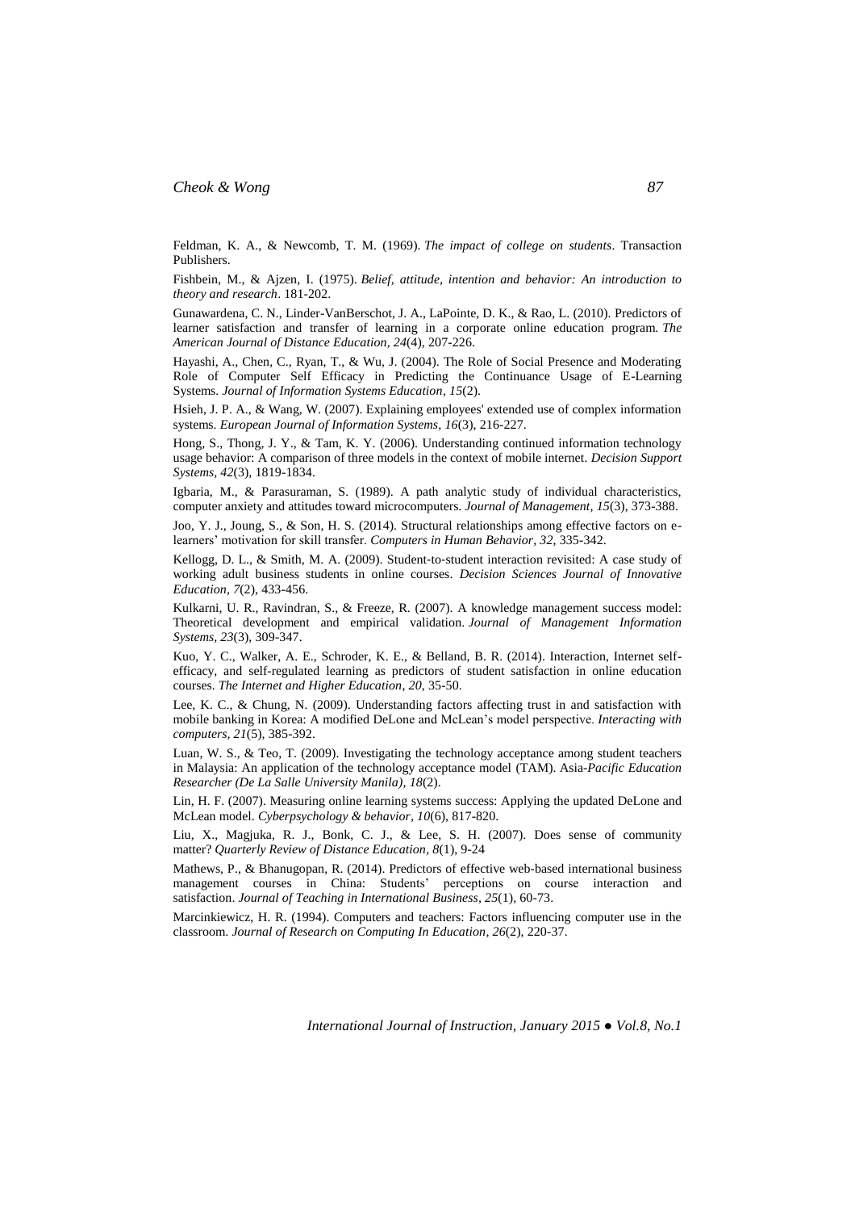Feldman, K. A., & Newcomb, T. M. (1969). *The impact of college on students*. Transaction Publishers.

Fishbein, M., & Ajzen, I. (1975). *Belief, attitude, intention and behavior: An introduction to theory and research*. 181-202.

Gunawardena, C. N., Linder-VanBerschot, J. A., LaPointe, D. K., & Rao, L. (2010). Predictors of learner satisfaction and transfer of learning in a corporate online education program. *The American Journal of Distance Education, 24*(4), 207-226.

Hayashi, A., Chen, C., Ryan, T., & Wu, J. (2004). The Role of Social Presence and Moderating Role of Computer Self Efficacy in Predicting the Continuance Usage of E-Learning Systems. *Journal of Information Systems Education*, *15*(2).

Hsieh, J. P. A., & Wang, W. (2007). Explaining employees' extended use of complex information systems. *European Journal of Information Systems*, *16*(3), 216-227.

Hong, S., Thong, J. Y., & Tam, K. Y. (2006). Understanding continued information technology usage behavior: A comparison of three models in the context of mobile internet. *Decision Support Systems*, *42*(3), 1819-1834.

Igbaria, M., & Parasuraman, S. (1989). A path analytic study of individual characteristics, computer anxiety and attitudes toward microcomputers. *Journal of Management*, *15*(3), 373-388.

Joo, Y. J., Joung, S., & Son, H. S. (2014). Structural relationships among effective factors on e-learners' motivation for skill transfer. *Computers in Human Behavior*, *32*, 335-342.

Kellogg, D. L., & Smith, M. A. (2009). Student-to-student interaction revisited: A case study of working adult business students in online courses. *Decision Sciences Journal of Innovative Education*, *7*(2), 433-456.

Kulkarni, U. R., Ravindran, S., & Freeze, R. (2007). A knowledge management success model: Theoretical development and empirical validation. *Journal of Management Information Systems*, *23*(3), 309-347.

Kuo, Y. C., Walker, A. E., Schroder, K. E., & Belland, B. R. (2014). Interaction, Internet self-efficacy, and self-regulated learning as predictors of student satisfaction in online education courses. *The Internet and Higher Education*, *20*, 35-50.

Lee, K. C., & Chung, N. (2009). Understanding factors affecting trust in and satisfaction with mobile banking in Korea: A modified DeLone and McLean's model perspective. *Interacting with computers*, *21*(5), 385-392.

Luan, W. S., & Teo, T. (2009). Investigating the technology acceptance among student teachers in Malaysia: An application of the technology acceptance model (TAM). Asia-*Pacific Education Researcher (De La Salle University Manila)*, *18*(2).

Lin, H. F. (2007). Measuring online learning systems success: Applying the updated DeLone and McLean model. *Cyberpsychology & behavior*, *10*(6), 817-820.

Liu, X., Magjuka, R. J., Bonk, C. J., & Lee, S. H. (2007). Does sense of community matter? *Quarterly Review of Distance Education*, *8*(1), 9-24

Mathews, P., & Bhanugopan, R. (2014). Predictors of effective web-based international business management courses in China: Students' perceptions on course interaction and satisfaction. *Journal of Teaching in International Business*, *25*(1), 60-73.

Marcinkiewicz, H. R. (1994). Computers and teachers: Factors influencing computer use in the classroom. *Journal of Research on Computing In Education*, *26*(2), 220-37.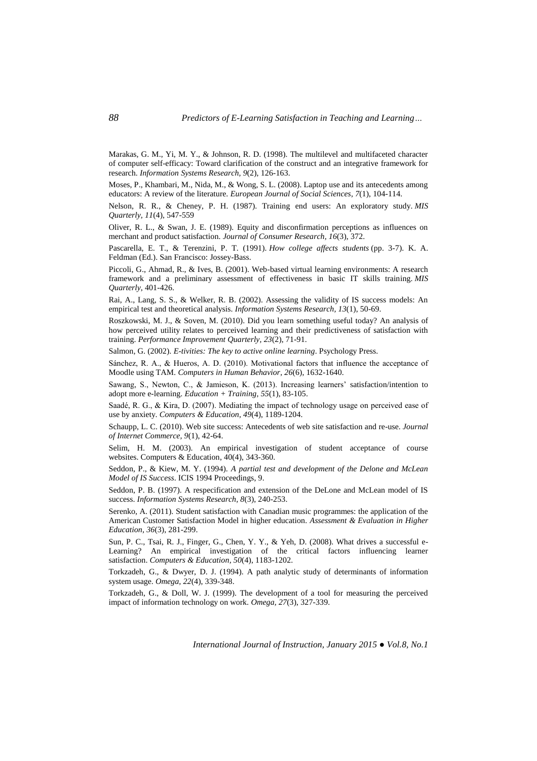Marakas, G. M., Yi, M. Y., & Johnson, R. D. (1998). The multilevel and multifaceted character of computer self-efficacy: Toward clarification of the construct and an integrative framework for research. *Information Systems Research, 9*(2), 126-163.

Moses, P., Khambari, M., Nida, M., & Wong, S. L. (2008). Laptop use and its antecedents among educators: A review of the literature. *European Journal of Social Sciences, 7*(1), 104-114.

Nelson, R. R., & Cheney, P. H. (1987). Training end users: An exploratory study. *MIS Quarterly, 11*(4), 547-559

Oliver, R. L., & Swan, J. E. (1989). Equity and disconfirmation perceptions as influences on merchant and product satisfaction. *Journal of Consumer Research, 16*(3), 372.

Pascarella, E. T., & Terenzini, P. T. (1991). *How college affects students* (pp. 3-7). K. A. Feldman (Ed.). San Francisco: Jossey-Bass.

Piccoli, G., Ahmad, R., & Ives, B. (2001). Web-based virtual learning environments: A research framework and a preliminary assessment of effectiveness in basic IT skills training. *MIS Quarterly*, 401-426.

Rai, A., Lang, S. S., & Welker, R. B. (2002). Assessing the validity of IS success models: An empirical test and theoretical analysis. *Information Systems Research, 13*(1), 50-69.

Roszkowski, M. J., & Soven, M. (2010). Did you learn something useful today? An analysis of how perceived utility relates to perceived learning and their predictiveness of satisfaction with training. *Performance Improvement Quarterly, 23*(2), 71-91.

Salmon, G. (2002). *E-tivities: The key to active online learning*. Psychology Press.

Sánchez, R. A., & Hueros, A. D. (2010). Motivational factors that influence the acceptance of Moodle using TAM. *Computers in Human Behavior, 26*(6), 1632-1640.

Sawang, S., Newton, C., & Jamieson, K. (2013). Increasing learners' satisfaction/intention to adopt more e-learning. *Education + Training, 55*(1), 83-105.

Saadé, R. G., & Kira, D. (2007). Mediating the impact of technology usage on perceived ease of use by anxiety. *Computers & Education, 49*(4), 1189-1204.

Schaupp, L. C. (2010). Web site success: Antecedents of web site satisfaction and re-use. *Journal of Internet Commerce, 9*(1), 42-64.

Selim, H. M. (2003). An empirical investigation of student acceptance of course websites. Computers & Education, 40(4), 343-360.

Seddon, P., & Kiew, M. Y. (1994). *A partial test and development of the Delone and McLean Model of IS Success*. ICIS 1994 Proceedings, 9.

Seddon, P. B. (1997). A respecification and extension of the DeLone and McLean model of IS success. *Information Systems Research, 8*(3), 240-253.

Serenko, A. (2011). Student satisfaction with Canadian music programmes: the application of the American Customer Satisfaction Model in higher education. *Assessment & Evaluation in Higher Education, 36*(3), 281-299.

Sun, P. C., Tsai, R. J., Finger, G., Chen, Y. Y., & Yeh, D. (2008). What drives a successful e-Learning? An empirical investigation of the critical factors influencing learner satisfaction. *Computers & Education, 50*(4), 1183-1202.

Torkzadeh, G., & Dwyer, D. J. (1994). A path analytic study of determinants of information system usage. *Omega, 22*(4), 339-348.

Torkzadeh, G., & Doll, W. J. (1999). The development of a tool for measuring the perceived impact of information technology on work. *Omega, 27*(3), 327-339.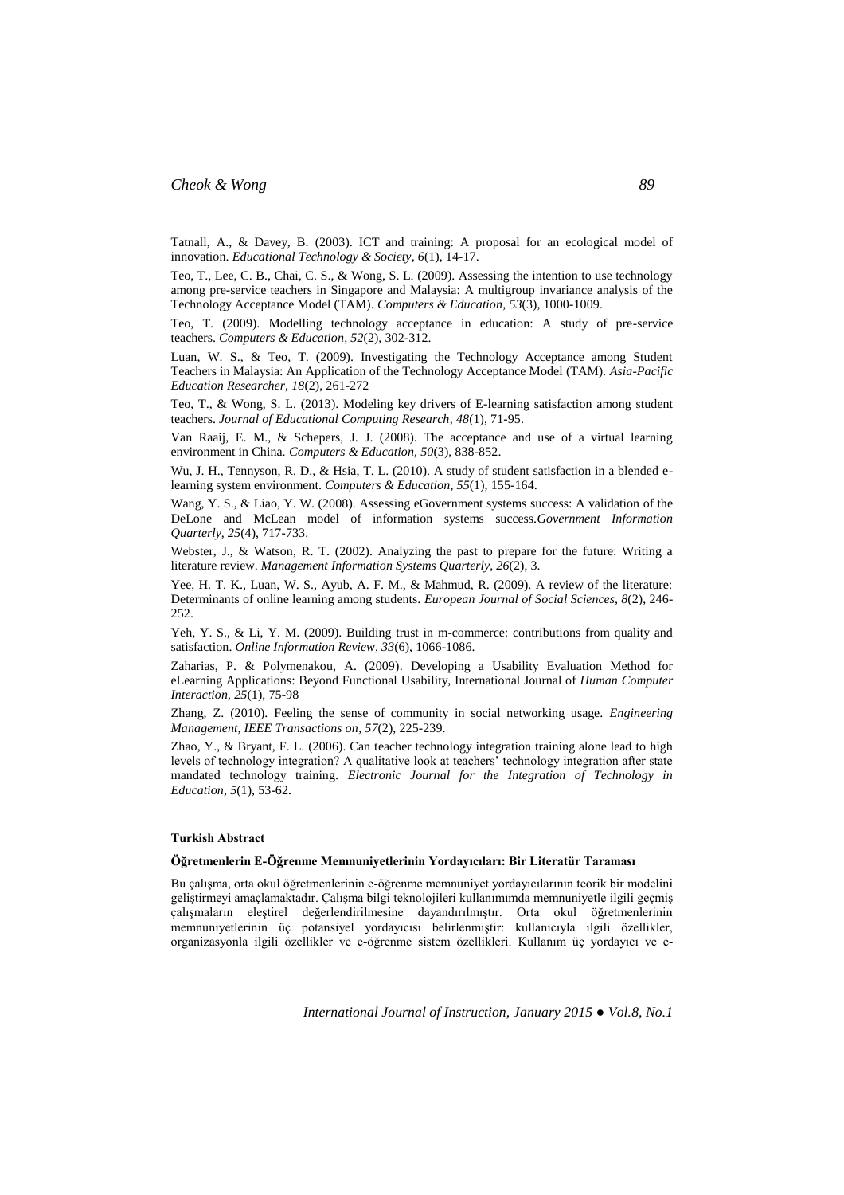Tatnall, A., & Davey, B. (2003). ICT and training: A proposal for an ecological model of innovation. *Educational Technology & Society, 6*(1), 14-17.

Teo, T., Lee, C. B., Chai, C. S., & Wong, S. L. (2009). Assessing the intention to use technology among pre-service teachers in Singapore and Malaysia: A multigroup invariance analysis of the Technology Acceptance Model (TAM). *Computers & Education, 53*(3), 1000-1009.

Teo, T. (2009). Modelling technology acceptance in education: A study of pre-service teachers. *Computers & Education, 52*(2), 302-312.

Luan, W. S., & Teo, T. (2009). Investigating the Technology Acceptance among Student Teachers in Malaysia: An Application of the Technology Acceptance Model (TAM). *Asia-Pacific Education Researcher, 18*(2), 261-272

Teo, T., & Wong, S. L. (2013). Modeling key drivers of E-learning satisfaction among student teachers. *Journal of Educational Computing Research, 48*(1), 71-95.

Van Raaij, E. M., & Schepers, J. J. (2008). The acceptance and use of a virtual learning environment in China. *Computers & Education, 50*(3), 838-852.

Wu, J. H., Tennyson, R. D., & Hsia, T. L. (2010). A study of student satisfaction in a blended e-learning system environment. *Computers & Education, 55*(1), 155-164.

Wang, Y. S., & Liao, Y. W. (2008). Assessing eGovernment systems success: A validation of the DeLone and McLean model of information systems success.*Government Information Quarterly, 25*(4), 717-733.

Webster, J., & Watson, R. T. (2002). Analyzing the past to prepare for the future: Writing a literature review. *Management Information Systems Quarterly, 26*(2), 3.

Yee, H. T. K., Luan, W. S., Ayub, A. F. M., & Mahmud, R. (2009). A review of the literature: Determinants of online learning among students. *European Journal of Social Sciences, 8*(2), 246-252.

Yeh, Y. S., & Li, Y. M. (2009). Building trust in m-commerce: contributions from quality and satisfaction. *Online Information Review, 33*(6), 1066-1086.

Zaharias, P. & Polymenakou, A. (2009). Developing a Usability Evaluation Method for eLearning Applications: Beyond Functional Usability, International Journal of *Human Computer Interaction, 25*(1), 75-98

Zhang, Z. (2010). Feeling the sense of community in social networking usage. *Engineering Management, IEEE Transactions on, 57*(2), 225-239.

Zhao, Y., & Bryant, F. L. (2006). Can teacher technology integration training alone lead to high levels of technology integration? A qualitative look at teachers' technology integration after state mandated technology training. *Electronic Journal for the Integration of Technology in Education, 5*(1), 53-62.

**Turkish Abstract**

**Öğretmenlerin E-Öğrenme Memnuniyetlerinin Yordayıcıları: Bir Literatür Taraması**

Bu çalışma, orta okul öğretmenlerinin e-öğrenme memnuniyet yordayıcılarının teorik bir modelini geliştirmeyi amaçlamaktadır. Çalışma bilgi teknolojileri kullanımımda memnuniyetle ilgili geçmiş çalışmaların eleştirel değerlendirilmesine dayandırılmıştır. Orta okul öğretmenlerinin memnuniyetlerinin üç potansiyel yordayıcısı belirlenmiştir: kullanıcıyla ilgili özellikler, organizasyonla ilgili özellikler ve e-öğrenme sistem özellikleri. Kullanım üç yordayıcı ve e-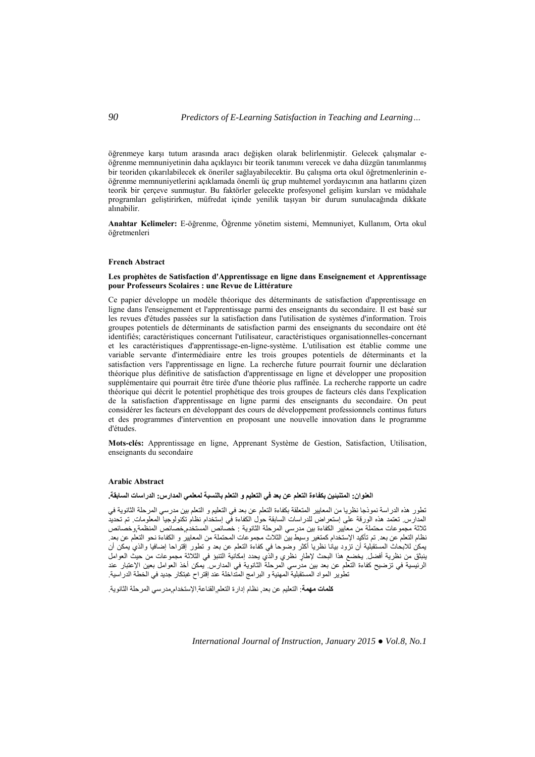öğrenmeye karşı tutum arasında aracı değişken olarak belirlenmiştir. Gelecek çalışmalar e-öğrenme memnuniyetinin daha açıklayıcı bir teorik tanımını verecek ve daha düzgün tanımlanmış bir teoriden çıkarılabilecek ek öneriler sağlayabilecektir. Bu çalışma orta okul öğretmenlerinin e-öğrenme memnuniyetlerini açıklamada önemli üç grup muhtemel yordayıcının ana hatlarını çizen teorik bir çerçeve sunmuştur. Bu faktörler gelecekte profesyonel gelişim kursları ve müdahale programları geliştirirken, müfredat içinde yenilik taşıyan bir durum sunulacağında dikkate alınabilir.

**Anahtar Kelimeler:** E-öğrenme, Öğrenme yönetim sistemi, Memnuniyet, Kullanım, Orta okul öğretmenleri

#### French Abstract

**Les prophètes de Satisfaction d'Apprentissage en ligne dans Enseignement et Apprentissage pour Professeurs Scolaires : une Revue de Littérature**

Ce papier développe un modèle théorique des déterminants de satisfaction d'apprentissage en ligne dans l'enseignement et l'apprentissage parmi des enseignants du secondaire. Il est basé sur les revues d'études passées sur la satisfaction dans l'utilisation de systèmes d'information. Trois groupes potentiels de déterminants de satisfaction parmi des enseignants du secondaire ont été identifiés; caractéristiques concernant l'utilisateur, caractéristiques organisationnelles-concernant et les caractéristiques d'apprentissage-en-ligne-système. L'utilisation est établie comme une variable servante d'intermédiaire entre les trois groupes potentiels de déterminants et la satisfaction vers l'apprentissage en ligne. La recherche future pourrait fournir une déclaration théorique plus définitive de satisfaction d'apprentissage en ligne et développer une proposition supplémentaire qui pourrait être tirée d'une théorie plus raffinée. La recherche rapporte un cadre théorique qui décrit le potentiel prophétique des trois groupes de facteurs clés dans l'explication de la satisfaction d'apprentissage en ligne parmi des enseignants du secondaire. On peut considérer les facteurs en développant des cours de développement professionnels continus futurs et des programmes d'intervention en proposant une nouvelle innovation dans le programme d'études.

**Mots-clés:** Apprentissage en ligne, Apprenant Système de Gestion, Satisfaction, Utilisation, enseignants du secondaire

#### Arabic Abstract

**العنوان: المتنبئين بكفاءة التعلم عن بعد في التعليم و التعلم بالنسبة لمعلمي المدارس: الدراسات السابقة.**

تطور هذه الدراسة نموذجا نظريا من المعايير المتعلقة بكفاءة التعلم عن بعد في التعليم و التعلم بين مدرسي المرحلة الثانوية في المدارس. تعتمد هذه الورقة على إستعراض للدراسات السابقة حول الكفاءة في إستخدام نظام تكنولوجيا المعلومات. تم تحديد ثلاثة مجموعات محتملة من معايير الكفاءة بين مدرسي المرحلة الثانوية : خصائص المستخدم,خصائص المنظمة,وخصائص نظام التعلم عن بعد. تم تأكيد الإستخدام كمتغير وسيط بين الثلاث مجموعات المحتملة من المعايير و الكفاءة نحو التعلم عن بعد. يمكن للابحاث المستقبلية أن تزود بيانا نظريا أكثر وضوحا في كفاءة التعلم عن بعد و تطور إقتراحا إضافيا والذي يمكن أن ينبثق من نظرية أفضل. يخضع هذا البحث لإطار نظري والذي يحدد إمكانية التنبؤ في الثلاثة مجموعات من حيث العوامل الرئيسية في تزضيح كفاءة التعلم عن بعد بين مدرسي المرحلة الثانوية في المدارس. يمكن أخذ العوامل بعين الإعتبار عند تطوير المواد المستقبلية المهنية و البرامج المتداخلة عند إقتراح غبتكار جديد في الخطة الدراسية.

**كلمات مهمة**: التعليم عن بعد, نظام إدارة التعلم,القناعة,الإستخدام,مدرسي المرحلة الثانوية.